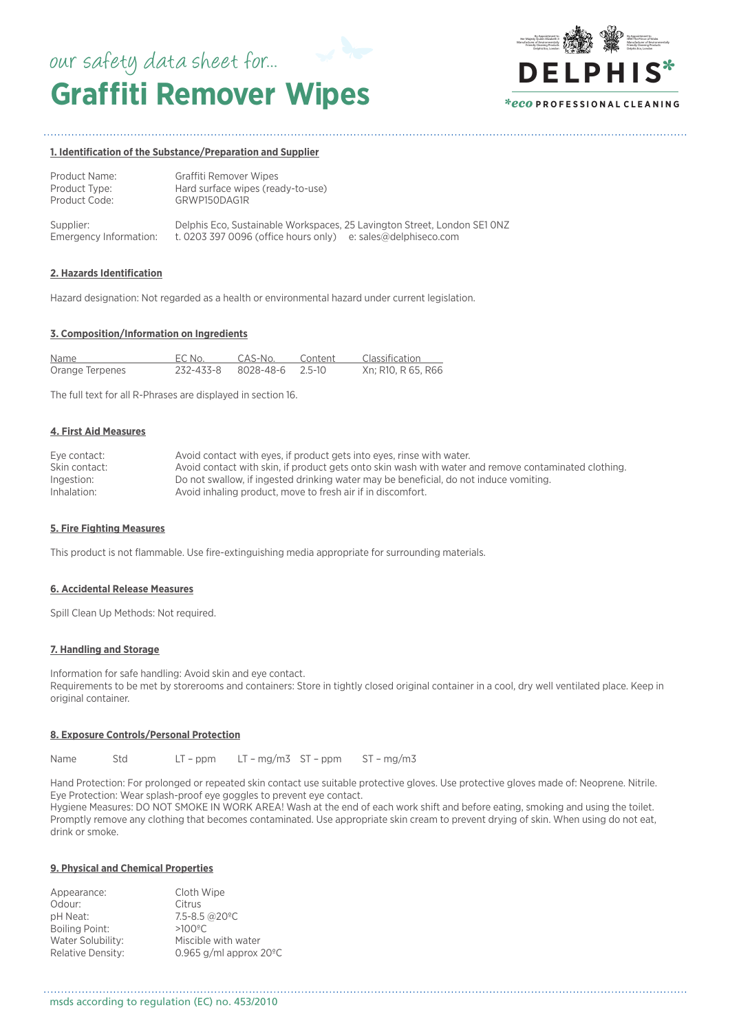our safety data sheet for...

# Graffiti Remover Wipes

DELPHIS*

*eco PROFESSIONAL CLEANING

## 1. Identification of the Substance/Preparation and Supplier

Product Name: Graffiti Remover Wipes
Product Type: Hard surface wipes (ready-to-use)
Product Code: GRWP150DAG1R

Supplier: Delphis Eco, Sustainable Workspaces, 25 Lavington Street, London SE1 0NZ
Emergency Information: t. 0203 397 0096 (office hours only) e: sales@delphiseco.com

## 2. Hazards Identification

Hazard designation: Not regarded as a health or environmental hazard under current legislation.

## 3. Composition/Information on Ingredients

| Name | EC No. | CAS-No. | Content | Classification |
|---|---|---|---|---|
| Orange Terpenes | 232-433-8 | 8028-48-6 | 2.5-10 | Xn; R10, R 65, R66 |

The full text for all R-Phrases are displayed in section 16.

## 4. First Aid Measures

Eye contact: Avoid contact with eyes, if product gets into eyes, rinse with water.
Skin contact: Avoid contact with skin, if product gets onto skin wash with water and remove contaminated clothing.
Ingestion: Do not swallow, if ingested drinking water may be beneficial, do not induce vomiting.
Inhalation: Avoid inhaling product, move to fresh air if in discomfort.

## 5. Fire Fighting Measures

This product is not flammable. Use fire-extinguishing media appropriate for surrounding materials.

## 6. Accidental Release Measures

Spill Clean Up Methods: Not required.

## 7. Handling and Storage

Information for safe handling: Avoid skin and eye contact.
Requirements to be met by storerooms and containers: Store in tightly closed original container in a cool, dry well ventilated place. Keep in original container.

## 8. Exposure Controls/Personal Protection

| Name | Std | LT – ppm | LT – mg/m3 | ST – ppm | ST – mg/m3 |
|---|---|---|---|---|---|

Hand Protection: For prolonged or repeated skin contact use suitable protective gloves. Use protective gloves made of: Neoprene. Nitrile.
Eye Protection: Wear splash-proof eye goggles to prevent eye contact.
Hygiene Measures: DO NOT SMOKE IN WORK AREA! Wash at the end of each work shift and before eating, smoking and using the toilet. Promptly remove any clothing that becomes contaminated. Use appropriate skin cream to prevent drying of skin. When using do not eat, drink or smoke.

## 9. Physical and Chemical Properties

Appearance: Cloth Wipe
Odour: Citrus
pH Neat: 7.5-8.5 @20ºC
Boiling Point: >100ºC
Water Solubility: Miscible with water
Relative Density: 0.965 g/ml approx 20ºC

msds according to regulation (EC) no. 453/2010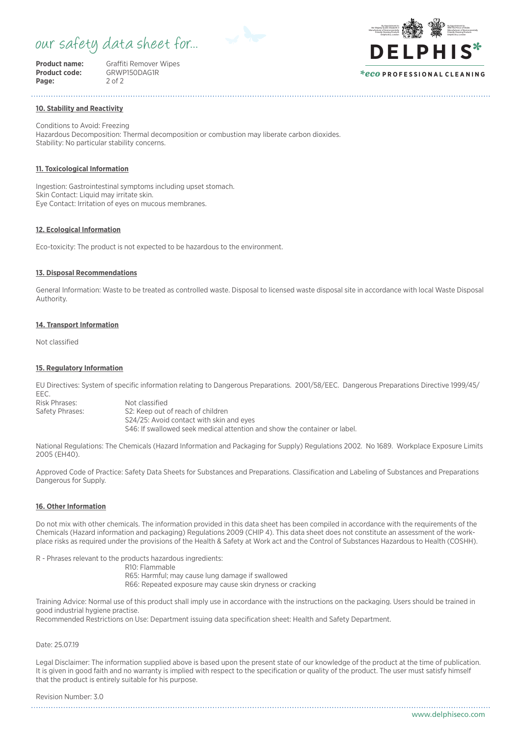our safety data sheet for...

**Product name:** Graffiti Remover Wipes
**Product code:** GRWP150DAG1R

**DELPHIS***

***eco* PROFESSIONAL CLEANING**

## 10. Stability and Reactivity

Conditions to Avoid: Freezing
Hazardous Decomposition: Thermal decomposition or combustion may liberate carbon dioxides.
Stability: No particular stability concerns.

## 11. Toxicological Information

Ingestion: Gastrointestinal symptoms including upset stomach.
Skin Contact: Liquid may irritate skin.
Eye Contact: Irritation of eyes on mucous membranes.

## 12. Ecological Information

Eco-toxicity: The product is not expected to be hazardous to the environment.

## 13. Disposal Recommendations

General Information: Waste to be treated as controlled waste. Disposal to licensed waste disposal site in accordance with local Waste Disposal Authority.

## 14. Transport Information

Not classified

## 15. Regulatory Information

EU Directives: System of specific information relating to Dangerous Preparations. 2001/58/EEC. Dangerous Preparations Directive 1999/45/EEC.

| | |
|---|---|
| Risk Phrases: | Not classified |
| Safety Phrases: | S2: Keep out of reach of children |
| | S24/25: Avoid contact with skin and eyes |
| | S46: If swallowed seek medical attention and show the container or label. |

National Regulations: The Chemicals (Hazard Information and Packaging for Supply) Regulations 2002. No 1689. Workplace Exposure Limits 2005 (EH40).

Approved Code of Practice: Safety Data Sheets for Substances and Preparations. Classification and Labeling of Substances and Preparations Dangerous for Supply.

## 16. Other Information

Do not mix with other chemicals. The information provided in this data sheet has been compiled in accordance with the requirements of the Chemicals (Hazard information and packaging) Regulations 2009 (CHIP 4). This data sheet does not constitute an assessment of the work-place risks as required under the provisions of the Health & Safety at Work act and the Control of Substances Hazardous to Health (COSHH).

R - Phrases relevant to the products hazardous ingredients:

- R10: Flammable
- R65: Harmful; may cause lung damage if swallowed
- R66: Repeated exposure may cause skin dryness or cracking

Training Advice: Normal use of this product shall imply use in accordance with the instructions on the packaging. Users should be trained in good industrial hygiene practise.
Recommended Restrictions on Use: Department issuing data specification sheet: Health and Safety Department.

Date: 25.07.19

Legal Disclaimer: The information supplied above is based upon the present state of our knowledge of the product at the time of publication. It is given in good faith and no warranty is implied with respect to the specification or quality of the product. The user must satisfy himself that the product is entirely suitable for his purpose.

Revision Number: 3.0

www.delphiseco.com